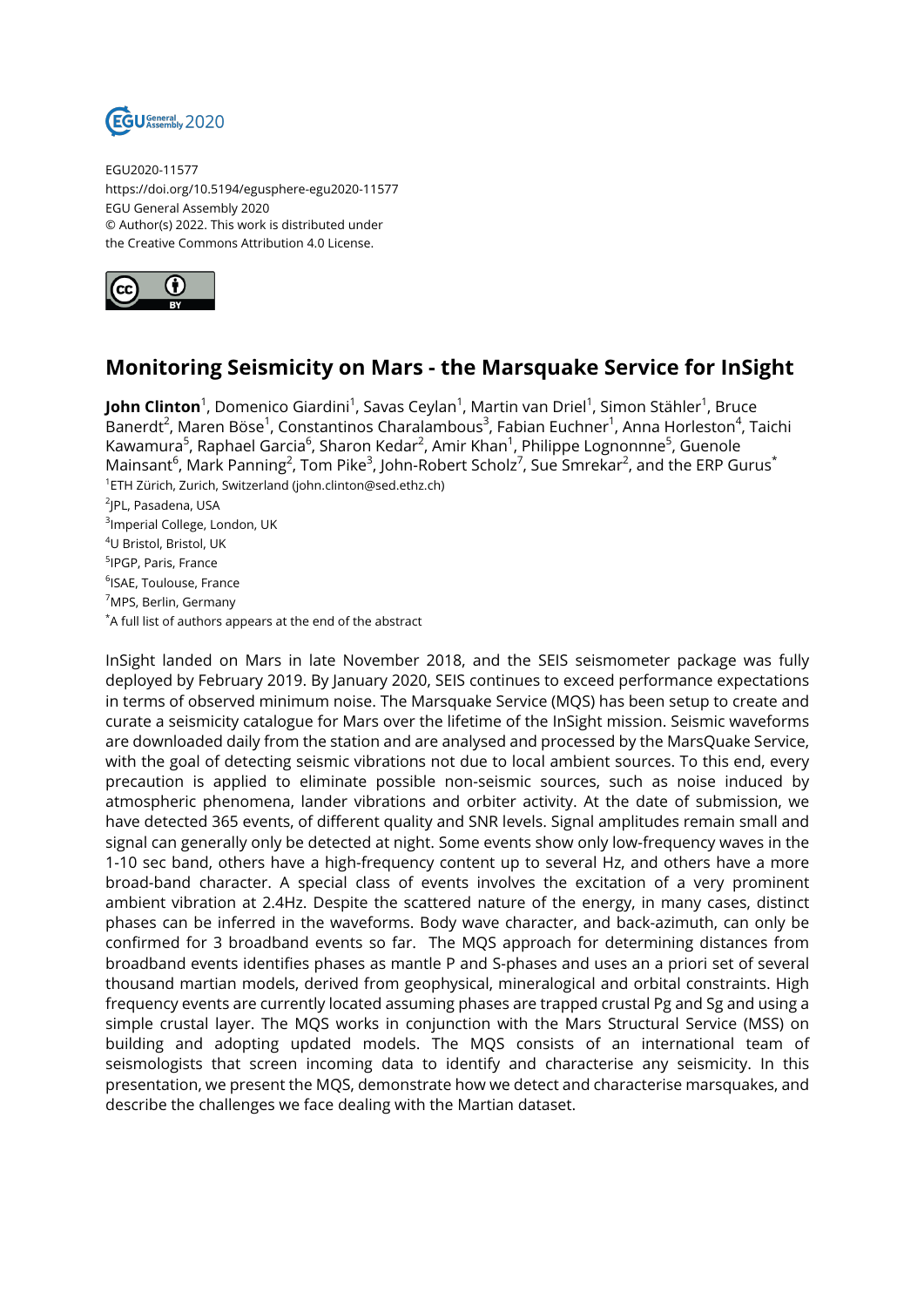EGU2020-11577
https://doi.org/10.5194/egusphere-egu2020-11577
EGU General Assembly 2020
© Author(s) 2022. This work is distributed under
the Creative Commons Attribution 4.0 License.

# Monitoring Seismicity on Mars - the Marsquake Service for InSight

**John Clinton**[1], Domenico Giardini[1], Savas Ceylan[1], Martin van Driel[1], Simon Stähler[1], Bruce Banerdt[2], Maren Böse[1], Constantinos Charalambous[3], Fabian Euchner[1], Anna Horleston[4], Taichi Kawamura[5], Raphael Garcia[6], Sharon Kedar[2], Amir Khan[1], Philippe Lognonnne[5], Guenole Mainsant[6], Mark Panning[2], Tom Pike[3], John-Robert Scholz[7], Sue Smrekar[2], and the ERP Gurus[*]

[1]ETH Zürich, Zurich, Switzerland (john.clinton@sed.ethz.ch)
[2]JPL, Pasadena, USA
[3]Imperial College, London, UK
[4]U Bristol, Bristol, UK
[5]IPGP, Paris, France
[6]ISAE, Toulouse, France
[7]MPS, Berlin, Germany
[*]A full list of authors appears at the end of the abstract

InSight landed on Mars in late November 2018, and the SEIS seismometer package was fully deployed by February 2019. By January 2020, SEIS continues to exceed performance expectations in terms of observed minimum noise. The Marsquake Service (MQS) has been setup to create and curate a seismicity catalogue for Mars over the lifetime of the InSight mission. Seismic waveforms are downloaded daily from the station and are analysed and processed by the MarsQuake Service, with the goal of detecting seismic vibrations not due to local ambient sources. To this end, every precaution is applied to eliminate possible non-seismic sources, such as noise induced by atmospheric phenomena, lander vibrations and orbiter activity. At the date of submission, we have detected 365 events, of different quality and SNR levels. Signal amplitudes remain small and signal can generally only be detected at night. Some events show only low-frequency waves in the 1-10 sec band, others have a high-frequency content up to several Hz, and others have a more broad-band character. A special class of events involves the excitation of a very prominent ambient vibration at 2.4Hz. Despite the scattered nature of the energy, in many cases, distinct phases can be inferred in the waveforms. Body wave character, and back-azimuth, can only be confirmed for 3 broadband events so far. The MQS approach for determining distances from broadband events identifies phases as mantle P and S-phases and uses an a priori set of several thousand martian models, derived from geophysical, mineralogical and orbital constraints. High frequency events are currently located assuming phases are trapped crustal Pg and Sg and using a simple crustal layer. The MQS works in conjunction with the Mars Structural Service (MSS) on building and adopting updated models. The MQS consists of an international team of seismologists that screen incoming data to identify and characterise any seismicity. In this presentation, we present the MQS, demonstrate how we detect and characterise marsquakes, and describe the challenges we face dealing with the Martian dataset.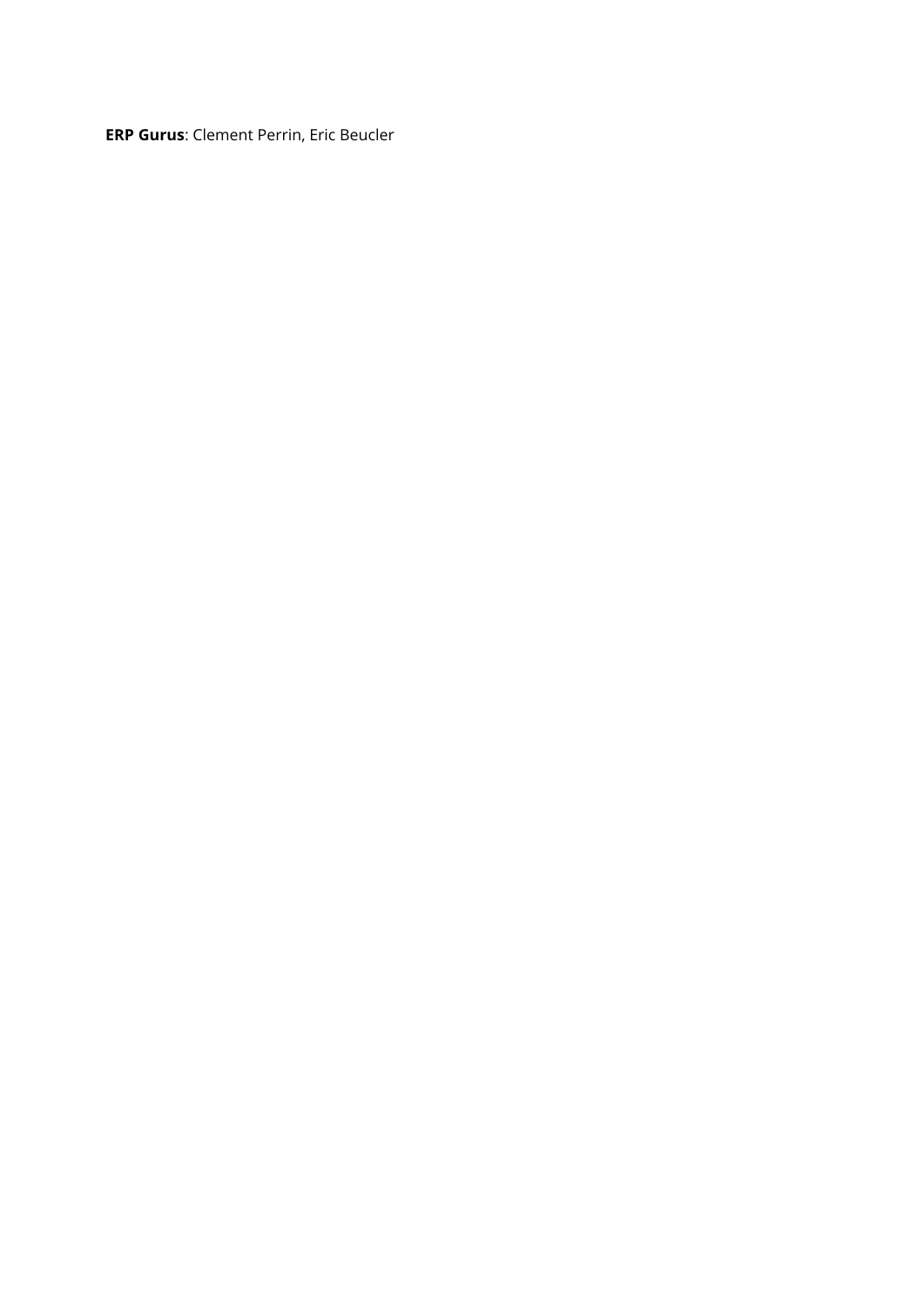**ERP Gurus**: Clement Perrin, Eric Beucler